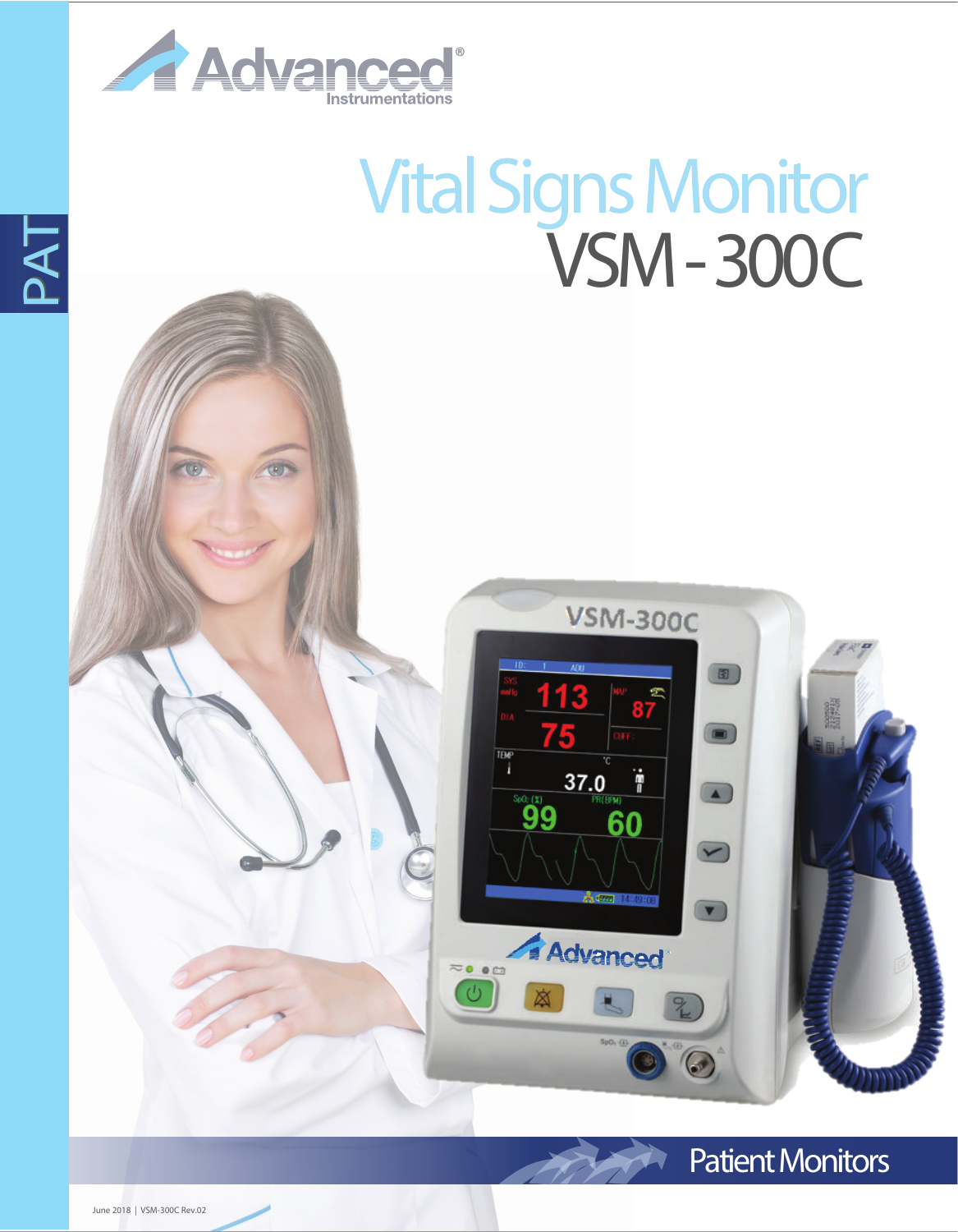PAT

Advanced
Instrumentations

# Vital Signs Monitor
# VSM - 300C

Patient Monitors

June 2018 | VSM-300C Rev.02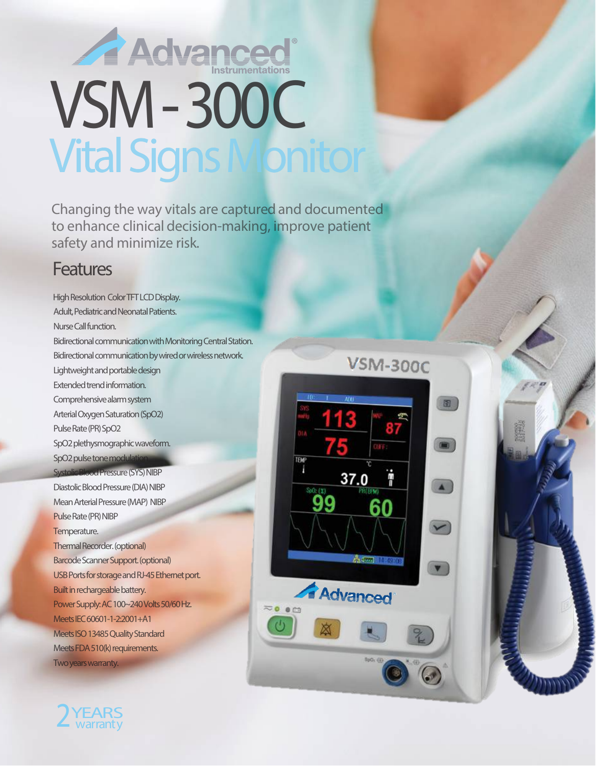Advanced Instrumentations

# VSM - 300C

# Vital Signs Monitor

Changing the way vitals are captured and documented to enhance clinical decision-making, improve patient safety and minimize risk.

## Features

- High Resolution Color TFT LCD Display.
- Adult, Pediatric and Neonatal Patients.
- Nurse Call function.
- Bidirectional communication with Monitoring Central Station.
- Bidirectional communication by wired or wireless network.
- Lightweight and portable design
- Extended trend information.
- Comprehensive alarm system
- Arterial Oxygen Saturation (SpO2)
- Pulse Rate (PR) SpO2
- SpO2 plethysmographic waveform.
- SpO2 pulse tone modulation.
- Systolic Blood Pressure (SYS) NIBP
- Diastolic Blood Pressure (DIA) NIBP
- Mean Arterial Pressure (MAP) NIBP
- Pulse Rate (PR) NIBP
- Temperature.
- Thermal Recorder. (optional)
- Barcode Scanner Support. (optional)
- USB Ports for storage and RJ-45 Ethernet port.
- Built in rechargeable battery.
- Power Supply: AC 100~240 Volts 50/60 Hz.
- Meets IEC 60601-1-2:2001+A1
- Meets ISO 13485 Quality Standard
- Meets FDA 510(k) requirements.
- Two years warranty.

2 YEARS warranty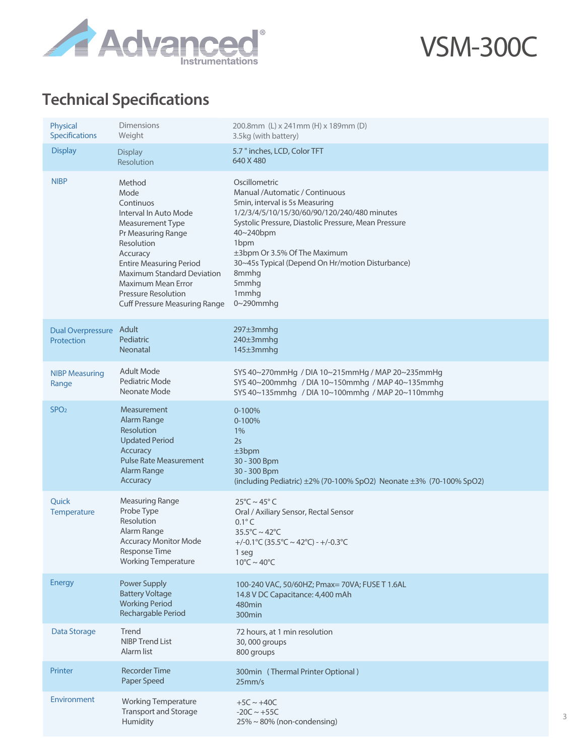# VSM-300C

## Technical Specifications

| Category | Parameter | Value |
|---|---|---|
| Physical Specifications | Dimensions | 200.8mm (L) x 241mm (H) x 189mm (D) |
| | Weight | 3.5kg (with battery) |
| Display | Display | 5.7 " inches, LCD, Color TFT |
| | Resolution | 640 X 480 |
| NIBP | Method | Oscillometric |
| | Mode | Manual /Automatic / Continuous |
| | Continuos | 5min, interval is 5s Measuring |
| | Interval In Auto Mode | 1/2/3/4/5/10/15/30/60/90/120/240/480 minutes |
| | Measurement Type | Systolic Pressure, Diastolic Pressure, Mean Pressure |
| | Pr Measuring Range | 40~240bpm |
| | Resolution | 1bpm |
| | Accuracy | ±3bpm Or 3.5% Of The Maximum |
| | Entire Measuring Period | 30~45s Typical (Depend On Hr/motion Disturbance) |
| | Maximum Standard Deviation | 8mmhg |
| | Maximum Mean Error | 5mmhg |
| | Pressure Resolution | 1mmhg |
| | Cuff Pressure Measuring Range | 0~290mmhg |
| Dual Overpressure Protection | Adult | 297±3mmhg |
| | Pediatric | 240±3mmhg |
| | Neonatal | 145±3mmhg |
| NIBP Measuring Range | Adult Mode | SYS 40~270mmHg / DIA 10~215mmHg / MAP 20~235mmHg |
| | Pediatric Mode | SYS 40~200mmhg / DIA 10~150mmhg / MAP 40~135mmhg |
| | Neonate Mode | SYS 40~135mmhg / DIA 10~100mmhg / MAP 20~110mmhg |
| $SPO_2$ | Measurement | 0-100% |
| | Alarm Range | 0-100% |
| | Resolution | 1% |
| | Updated Period | 2s |
| | Accuracy | ±3bpm |
| | Pulse Rate Measurement | 30 - 300 Bpm |
| | Alarm Range | 30 - 300 Bpm |
| | Accuracy | (including Pediatric) ±2% (70-100% SpO2) Neonate ±3% (70-100% SpO2) |
| Quick Temperature | Measuring Range | 25°C ~ 45° C |
| | Probe Type | Oral / Axiliary Sensor, Rectal Sensor |
| | Resolution | 0.1° C |
| | Alarm Range | 35.5°C ~ 42°C |
| | Accuracy Monitor Mode | +/-0.1°C (35.5°C ~ 42°C) - +/-0.3°C |
| | Response Time | 1 seg |
| | Working Temperature | 10°C ~ 40°C |
| Energy | Power Supply | 100-240 VAC, 50/60HZ; Pmax= 70VA; FUSE T 1.6AL |
| | Battery Voltage | 14.8 V DC Capacitance: 4,400 mAh |
| | Working Period | 480min |
| | Rechargable Period | 300min |
| Data Storage | Trend | 72 hours, at 1 min resolution |
| | NIBP Trend List | 30, 000 groups |
| | Alarm list | 800 groups |
| Printer | Recorder Time | 300min (Thermal Printer Optional ) |
| | Paper Speed | 25mm/s |
| Environment | Working Temperature | +5C ~ +40C |
| | Transport and Storage | -20C ~ +55C |
| | Humidity | 25% ~ 80% (non-condensing) |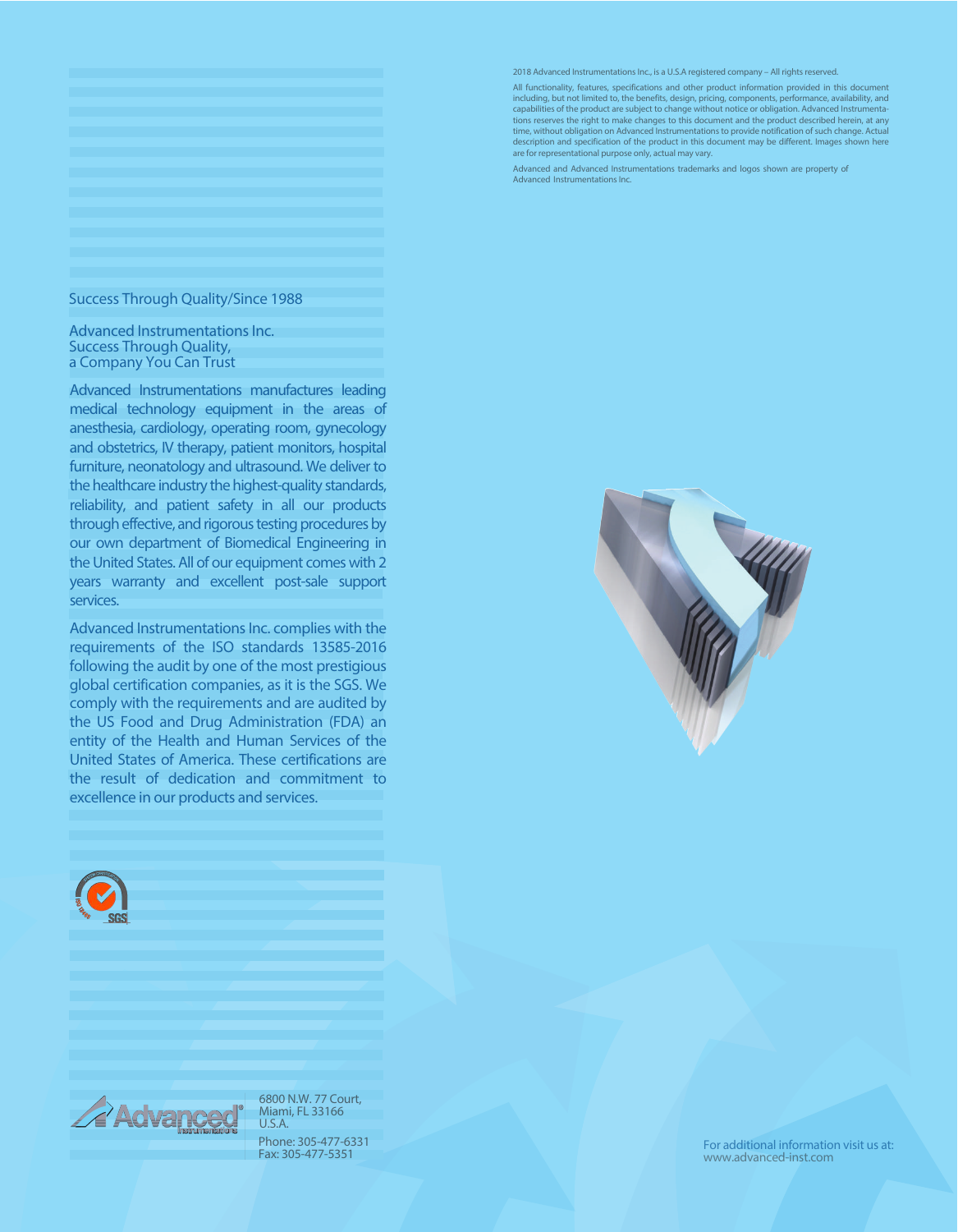2018 Advanced Instrumentations Inc., is a U.S.A registered company – All rights reserved.

All functionality, features, specifications and other product information provided in this document including, but not limited to, the benefits, design, pricing, components, performance, availability, and capabilities of the product are subject to change without notice or obligation. Advanced Instrumentations reserves the right to make changes to this document and the product described herein, at any time, without obligation on Advanced Instrumentations to provide notification of such change. Actual description and specification of the product in this document may be different. Images shown here are for representational purpose only, actual may vary.

Advanced and Advanced Instrumentations trademarks and logos shown are property of Advanced Instrumentations Inc.

Success Through Quality/Since 1988

## Advanced Instrumentations Inc. Success Through Quality, a Company You Can Trust

Advanced Instrumentations manufactures leading medical technology equipment in the areas of anesthesia, cardiology, operating room, gynecology and obstetrics, IV therapy, patient monitors, hospital furniture, neonatology and ultrasound. We deliver to the healthcare industry the highest-quality standards, reliability, and patient safety in all our products through effective, and rigorous testing procedures by our own department of Biomedical Engineering in the United States. All of our equipment comes with 2 years warranty and excellent post-sale support services.

Advanced Instrumentations Inc. complies with the requirements of the ISO standards 13585-2016 following the audit by one of the most prestigious global certification companies, as it is the SGS. We comply with the requirements and are audited by the US Food and Drug Administration (FDA) an entity of the Health and Human Services of the United States of America. These certifications are the result of dedication and commitment to excellence in our products and services.

6800 N.W. 77 Court,
Miami, FL 33166
U.S.A.

Phone: 305-477-6331
Fax: 305-477-5351

For additional information visit us at:
www.advanced-inst.com